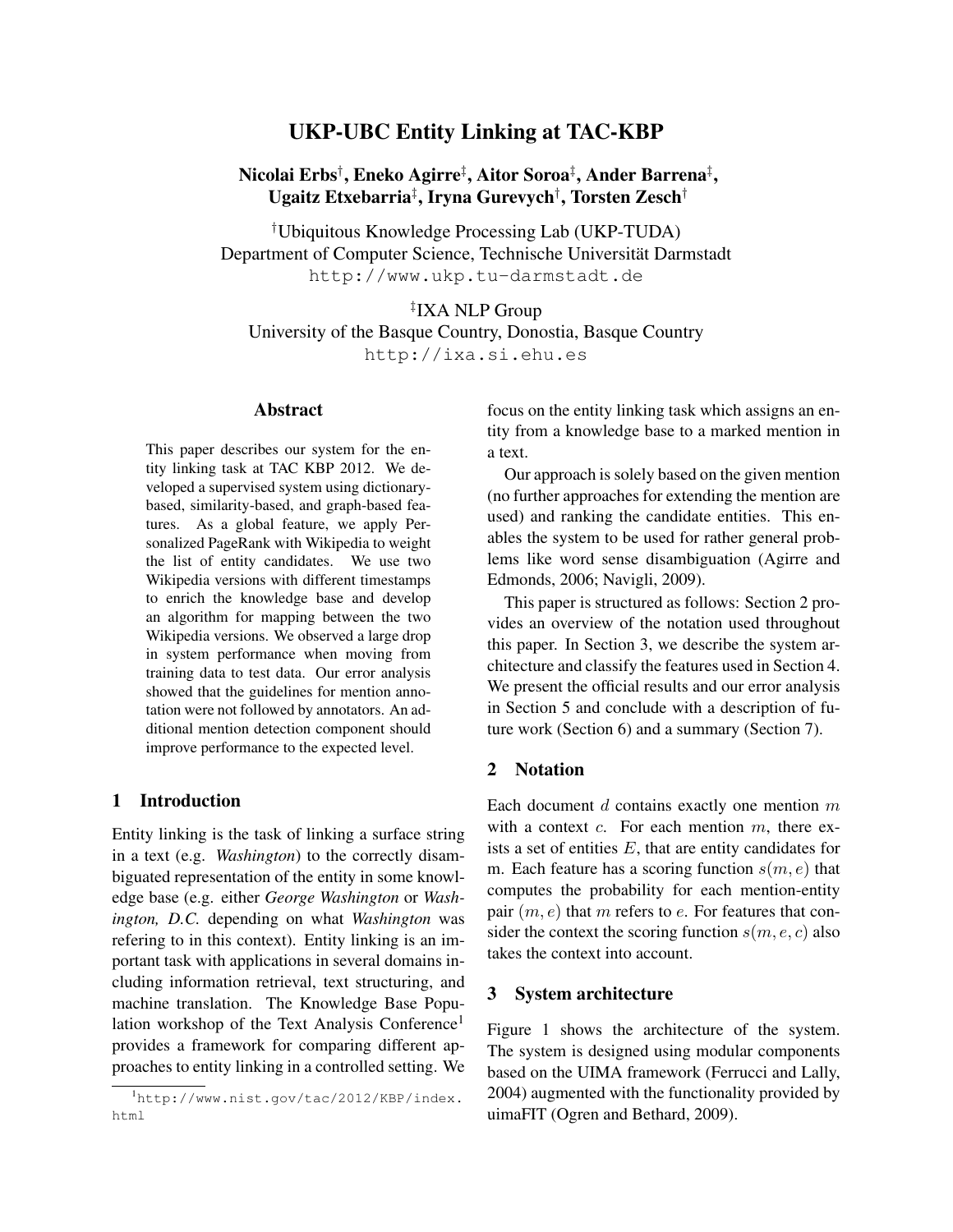# UKP-UBC Entity Linking at TAC-KBP

**Nicolai Erbs[†], Eneko Agirre[‡], Aitor Soroa[‡], Ander Barrena[‡], Ugaitz Etxebarria[‡], Iryna Gurevych[†], Torsten Zesch[†]**

[†]Ubiquitous Knowledge Processing Lab (UKP-TUDA)
Department of Computer Science, Technische Universität Darmstadt
http://www.ukp.tu-darmstadt.de

[‡]IXA NLP Group
University of the Basque Country, Donostia, Basque Country
http://ixa.si.ehu.es

## Abstract

This paper describes our system for the entity linking task at TAC KBP 2012. We developed a supervised system using dictionary-based, similarity-based, and graph-based features. As a global feature, we apply Personalized PageRank with Wikipedia to weight the list of entity candidates. We use two Wikipedia versions with different timestamps to enrich the knowledge base and develop an algorithm for mapping between the two Wikipedia versions. We observed a large drop in system performance when moving from training data to test data. Our error analysis showed that the guidelines for mention annotation were not followed by annotators. An additional mention detection component should improve performance to the expected level.

## 1 Introduction

Entity linking is the task of linking a surface string in a text (e.g. *Washington*) to the correctly disambiguated representation of the entity in some knowledge base (e.g. either *George Washington* or *Washington, D.C.* depending on what *Washington* was refering to in this context). Entity linking is an important task with applications in several domains including information retrieval, text structuring, and machine translation. The Knowledge Base Population workshop of the Text Analysis Conference[1] provides a framework for comparing different approaches to entity linking in a controlled setting. We focus on the entity linking task which assigns an entity from a knowledge base to a marked mention in a text.

Our approach is solely based on the given mention (no further approaches for extending the mention are used) and ranking the candidate entities. This enables the system to be used for rather general problems like word sense disambiguation (Agirre and Edmonds, 2006; Navigli, 2009).

This paper is structured as follows: Section 2 provides an overview of the notation used throughout this paper. In Section 3, we describe the system architecture and classify the features used in Section 4. We present the official results and our error analysis in Section 5 and conclude with a description of future work (Section 6) and a summary (Section 7).

## 2 Notation

Each document $d$ contains exactly one mention $m$ with a context $c$. For each mention $m$, there exists a set of entities $E$, that are entity candidates for m. Each feature has a scoring function $s(m, e)$ that computes the probability for each mention-entity pair $(m, e)$ that $m$ refers to $e$. For features that consider the context the scoring function $s(m, e, c)$ also takes the context into account.

## 3 System architecture

Figure 1 shows the architecture of the system. The system is designed using modular components based on the UIMA framework (Ferrucci and Lally, 2004) augmented with the functionality provided by uimaFIT (Ogren and Bethard, 2009).

[1] http://www.nist.gov/tac/2012/KBP/index.html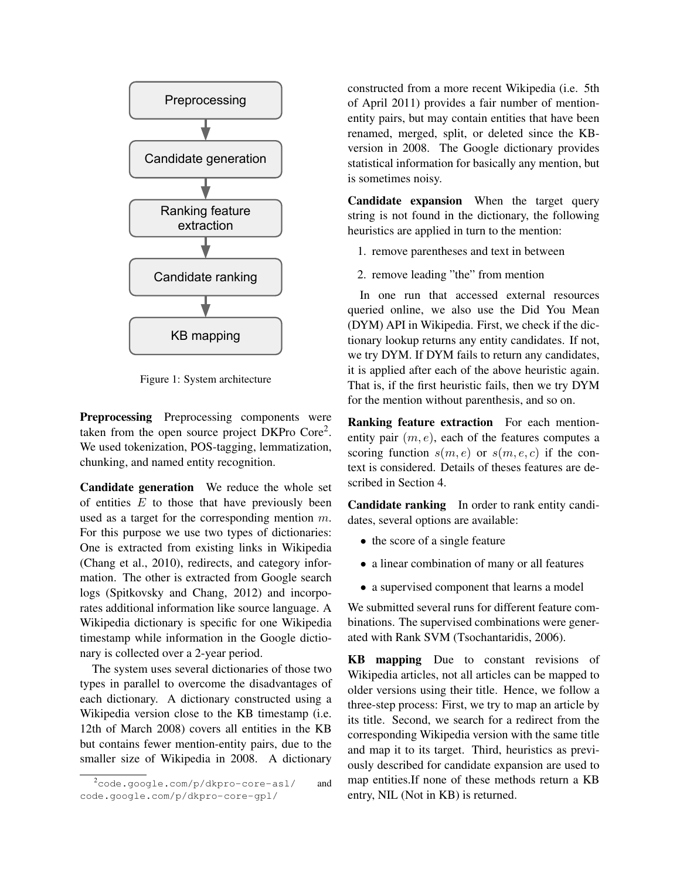Preprocessing → Candidate generation → Ranking feature extraction → Candidate ranking → KB mapping

Figure 1: System architecture

**Preprocessing** Preprocessing components were taken from the open source project DKPro Core[2]. We used tokenization, POS-tagging, lemmatization, chunking, and named entity recognition.

**Candidate generation** We reduce the whole set of entities $E$ to those that have previously been used as a target for the corresponding mention $m$. For this purpose we use two types of dictionaries: One is extracted from existing links in Wikipedia (Chang et al., 2010), redirects, and category information. The other is extracted from Google search logs (Spitkovsky and Chang, 2012) and incorporates additional information like source language. A Wikipedia dictionary is specific for one Wikipedia timestamp while information in the Google dictionary is collected over a 2-year period.

The system uses several dictionaries of those two types in parallel to overcome the disadvantages of each dictionary. A dictionary constructed using a Wikipedia version close to the KB timestamp (i.e. 12th of March 2008) covers all entities in the KB but contains fewer mention-entity pairs, due to the smaller size of Wikipedia in 2008. A dictionary constructed from a more recent Wikipedia (i.e. 5th of April 2011) provides a fair number of mention-entity pairs, but may contain entities that have been renamed, merged, split, or deleted since the KB-version in 2008. The Google dictionary provides statistical information for basically any mention, but is sometimes noisy.

**Candidate expansion** When the target query string is not found in the dictionary, the following heuristics are applied in turn to the mention:

1. remove parentheses and text in between
2. remove leading "the" from mention

In one run that accessed external resources queried online, we also use the Did You Mean (DYM) API in Wikipedia. First, we check if the dictionary lookup returns any entity candidates. If not, we try DYM. If DYM fails to return any candidates, it is applied after each of the above heuristic again. That is, if the first heuristic fails, then we try DYM for the mention without parenthesis, and so on.

**Ranking feature extraction** For each mention-entity pair $(m, e)$, each of the features computes a scoring function $s(m, e)$ or $s(m, e, c)$ if the context is considered. Details of theses features are described in Section 4.

**Candidate ranking** In order to rank entity candidates, several options are available:

- the score of a single feature
- a linear combination of many or all features
- a supervised component that learns a model

We submitted several runs for different feature combinations. The supervised combinations were generated with Rank SVM (Tsochantaridis, 2006).

**KB mapping** Due to constant revisions of Wikipedia articles, not all articles can be mapped to older versions using their title. Hence, we follow a three-step process: First, we try to map an article by its title. Second, we search for a redirect from the corresponding Wikipedia version with the same title and map it to its target. Third, heuristics as previously described for candidate expansion are used to map entities.If none of these methods return a KB entry, NIL (Not in KB) is returned.

[2] code.google.com/p/dkpro-core-asl/ and code.google.com/p/dkpro-core-gpl/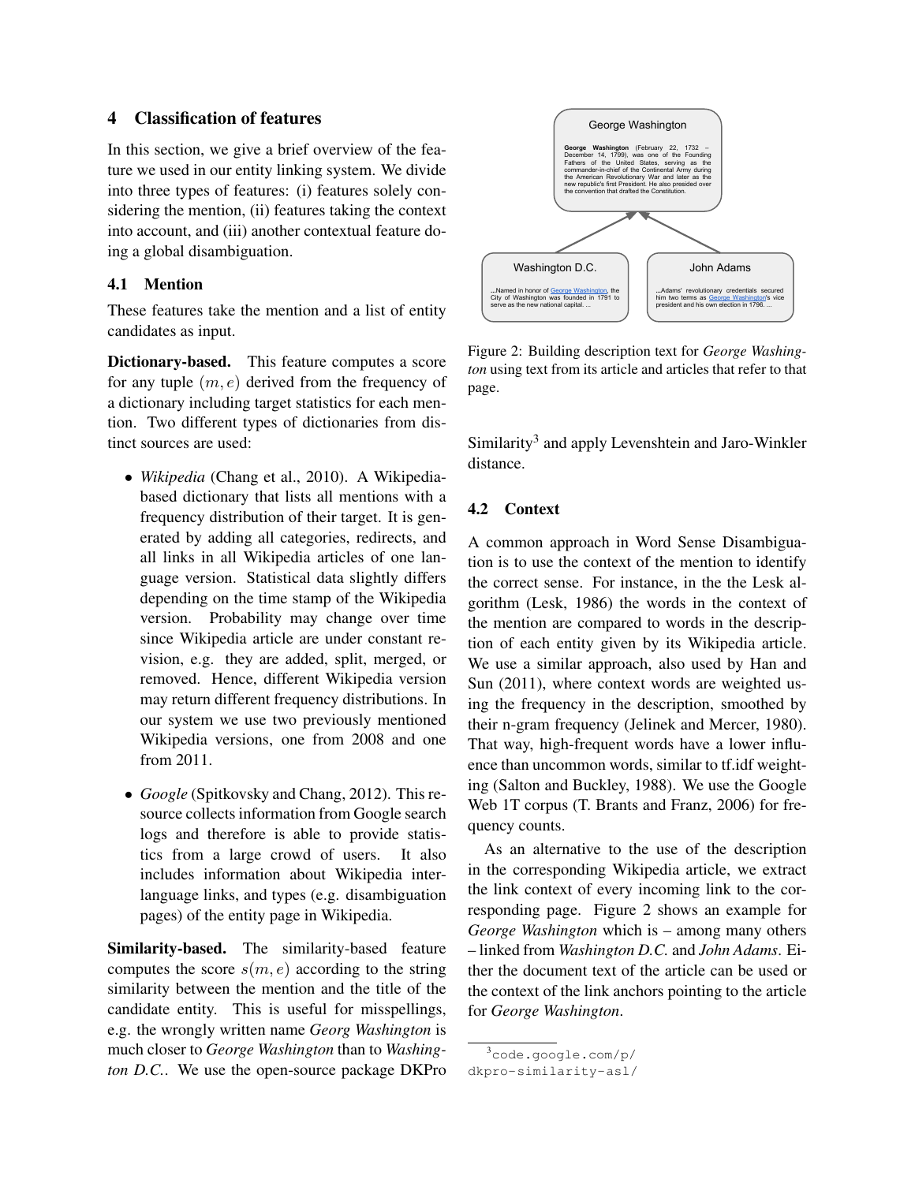## 4 Classification of features

In this section, we give a brief overview of the feature we used in our entity linking system. We divide into three types of features: (i) features solely considering the mention, (ii) features taking the context into account, and (iii) another contextual feature doing a global disambiguation.

### 4.1 Mention

These features take the mention and a list of entity candidates as input.

**Dictionary-based.** This feature computes a score for any tuple $(m, e)$ derived from the frequency of a dictionary including target statistics for each mention. Two different types of dictionaries from distinct sources are used:

- *Wikipedia* (Chang et al., 2010). A Wikipedia-based dictionary that lists all mentions with a frequency distribution of their target. It is generated by adding all categories, redirects, and all links in all Wikipedia articles of one language version. Statistical data slightly differs depending on the time stamp of the Wikipedia version. Probability may change over time since Wikipedia article are under constant revision, e.g. they are added, split, merged, or removed. Hence, different Wikipedia version may return different frequency distributions. In our system we use two previously mentioned Wikipedia versions, one from 2008 and one from 2011.
- *Google* (Spitkovsky and Chang, 2012). This resource collects information from Google search logs and therefore is able to provide statistics from a large crowd of users. It also includes information about Wikipedia interlanguage links, and types (e.g. disambiguation pages) of the entity page in Wikipedia.

**Similarity-based.** The similarity-based feature computes the score $s(m, e)$ according to the string similarity between the mention and the title of the candidate entity. This is useful for misspellings, e.g. the wrongly written name *Georg Washington* is much closer to *George Washington* than to *Washington D.C.*. We use the open-source package DKPro Similarity[3] and apply Levenshtein and Jaro-Winkler distance.

Figure 2: Building description text for *George Washington* using text from its article and articles that refer to that page.

### 4.2 Context

A common approach in Word Sense Disambiguation is to use the context of the mention to identify the correct sense. For instance, in the the Lesk algorithm (Lesk, 1986) the words in the context of the mention are compared to words in the description of each entity given by its Wikipedia article. We use a similar approach, also used by Han and Sun (2011), where context words are weighted using the frequency in the description, smoothed by their n-gram frequency (Jelinek and Mercer, 1980). That way, high-frequent words have a lower influence than uncommon words, similar to tf.idf weighting (Salton and Buckley, 1988). We use the Google Web 1T corpus (T. Brants and Franz, 2006) for frequency counts.

As an alternative to the use of the description in the corresponding Wikipedia article, we extract the link context of every incoming link to the corresponding page. Figure 2 shows an example for *George Washington* which is – among many others – linked from *Washington D.C.* and *John Adams*. Either the document text of the article can be used or the context of the link anchors pointing to the article for *George Washington*.

[3] `code.google.com/p/dkpro-similarity-asl/`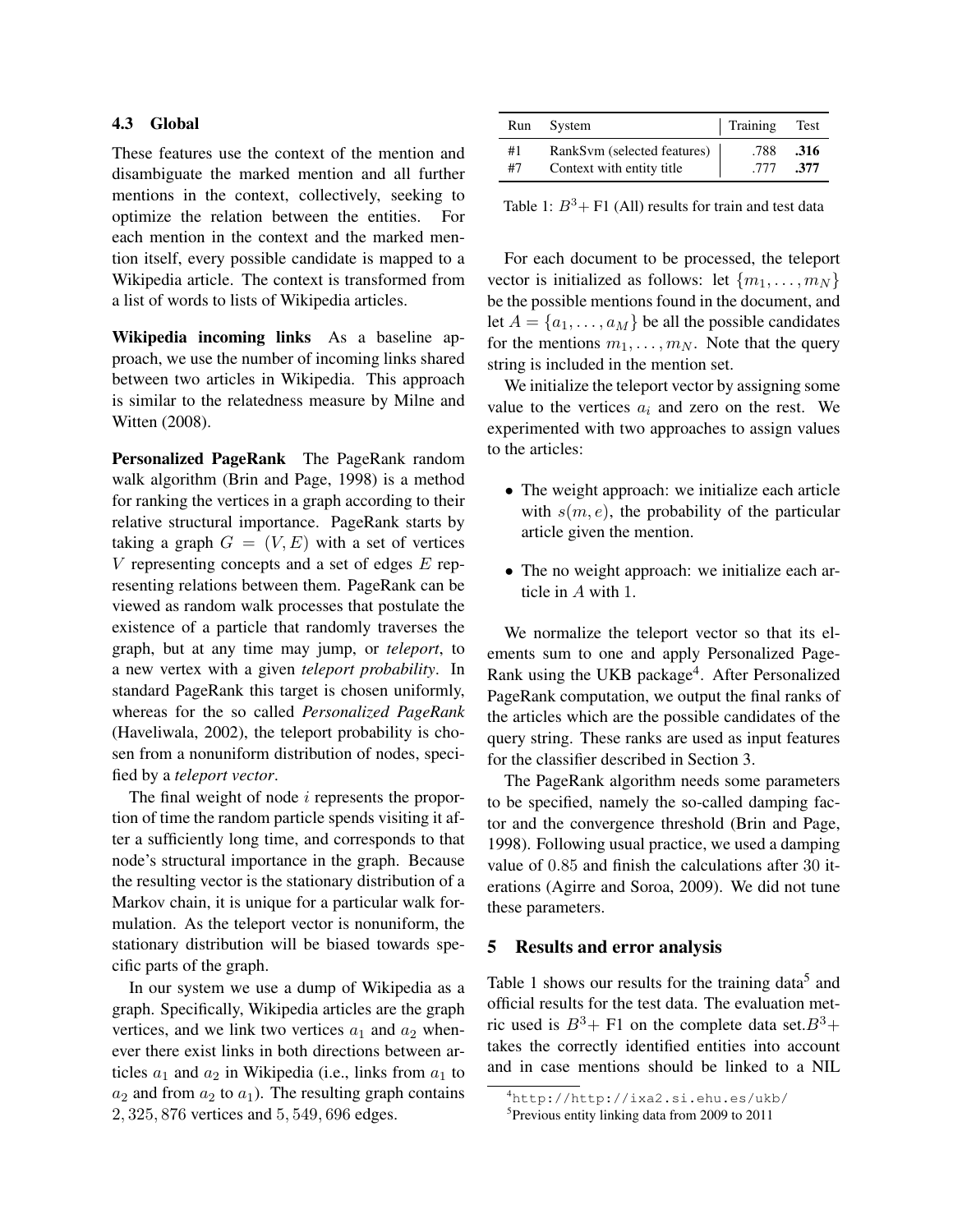### 4.3 Global

These features use the context of the mention and disambiguate the marked mention and all further mentions in the context, collectively, seeking to optimize the relation between the entities. For each mention in the context and the marked mention itself, every possible candidate is mapped to a Wikipedia article. The context is transformed from a list of words to lists of Wikipedia articles.

**Wikipedia incoming links** As a baseline approach, we use the number of incoming links shared between two articles in Wikipedia. This approach is similar to the relatedness measure by Milne and Witten (2008).

**Personalized PageRank** The PageRank random walk algorithm (Brin and Page, 1998) is a method for ranking the vertices in a graph according to their relative structural importance. PageRank starts by taking a graph $G = (V, E)$ with a set of vertices $V$ representing concepts and a set of edges $E$ representing relations between them. PageRank can be viewed as random walk processes that postulate the existence of a particle that randomly traverses the graph, but at any time may jump, or *teleport*, to a new vertex with a given *teleport probability*. In standard PageRank this target is chosen uniformly, whereas for the so called *Personalized PageRank* (Haveliwala, 2002), the teleport probability is chosen from a nonuniform distribution of nodes, specified by a *teleport vector*.

The final weight of node $i$ represents the proportion of time the random particle spends visiting it after a sufficiently long time, and corresponds to that node's structural importance in the graph. Because the resulting vector is the stationary distribution of a Markov chain, it is unique for a particular walk formulation. As the teleport vector is nonuniform, the stationary distribution will be biased towards specific parts of the graph.

In our system we use a dump of Wikipedia as a graph. Specifically, Wikipedia articles are the graph vertices, and we link two vertices $a_1$ and $a_2$ whenever there exist links in both directions between articles $a_1$ and $a_2$ in Wikipedia (i.e., links from $a_1$ to $a_2$ and from $a_2$ to $a_1$). The resulting graph contains $2,325,876$ vertices and $5,549,696$ edges.

| Run | System | Training | Test |
|---|---|---|---|
| #1 | RankSvm (selected features) | .788 | **.316** |
| #7 | Context with entity title | .777 | **.377** |

Table 1: $B^3+$ F1 (All) results for train and test data

For each document to be processed, the teleport vector is initialized as follows: let $\{m_1, \ldots, m_N\}$ be the possible mentions found in the document, and let $A = \{a_1, \ldots, a_M\}$ be all the possible candidates for the mentions $m_1, \ldots, m_N$. Note that the query string is included in the mention set.

We initialize the teleport vector by assigning some value to the vertices $a_i$ and zero on the rest. We experimented with two approaches to assign values to the articles:

- The weight approach: we initialize each article with $s(m, e)$, the probability of the particular article given the mention.
- The no weight approach: we initialize each article in $A$ with 1.

We normalize the teleport vector so that its elements sum to one and apply Personalized PageRank using the UKB package[4]. After Personalized PageRank computation, we output the final ranks of the articles which are the possible candidates of the query string. These ranks are used as input features for the classifier described in Section 3.

The PageRank algorithm needs some parameters to be specified, namely the so-called damping factor and the convergence threshold (Brin and Page, 1998). Following usual practice, we used a damping value of $0.85$ and finish the calculations after $30$ iterations (Agirre and Soroa, 2009). We did not tune these parameters.

## 5 Results and error analysis

Table 1 shows our results for the training data[5] and official results for the test data. The evaluation metric used is $B^3+$ F1 on the complete data set.$B^3+$ takes the correctly identified entities into account and in case mentions should be linked to a NIL

[4] http://http://ixa2.si.ehu.es/ukb/

[5] Previous entity linking data from 2009 to 2011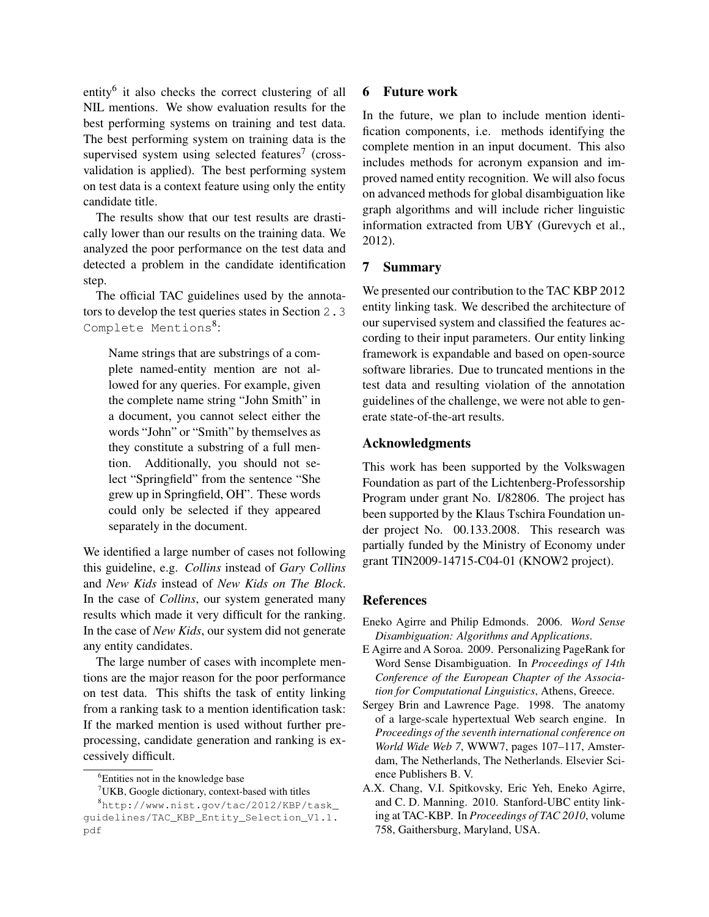entity[6] it also checks the correct clustering of all NIL mentions. We show evaluation results for the best performing systems on training and test data. The best performing system on training data is the supervised system using selected features[7] (cross-validation is applied). The best performing system on test data is a context feature using only the entity candidate title.

The results show that our test results are drastically lower than our results on the training data. We analyzed the poor performance on the test data and detected a problem in the candidate identification step.

The official TAC guidelines used by the annotators to develop the test queries states in Section `2.3 Complete Mentions`[8]:

> Name strings that are substrings of a complete named-entity mention are not allowed for any queries. For example, given the complete name string "John Smith" in a document, you cannot select either the words "John" or "Smith" by themselves as they constitute a substring of a full mention. Additionally, you should not select "Springfield" from the sentence "She grew up in Springfield, OH". These words could only be selected if they appeared separately in the document.

We identified a large number of cases not following this guideline, e.g. *Collins* instead of *Gary Collins* and *New Kids* instead of *New Kids on The Block*. In the case of *Collins*, our system generated many results which made it very difficult for the ranking. In the case of *New Kids*, our system did not generate any entity candidates.

The large number of cases with incomplete mentions are the major reason for the poor performance on test data. This shifts the task of entity linking from a ranking task to a mention identification task: If the marked mention is used without further preprocessing, candidate generation and ranking is excessively difficult.

[6] Entities not in the knowledge base

[7] UKB, Google dictionary, context-based with titles

[8] `http://www.nist.gov/tac/2012/KBP/task_guidelines/TAC_KBP_Entity_Selection_V1.1.pdf`

## 6 Future work

In the future, we plan to include mention identification components, i.e. methods identifying the complete mention in an input document. This also includes methods for acronym expansion and improved named entity recognition. We will also focus on advanced methods for global disambiguation like graph algorithms and will include richer linguistic information extracted from UBY (Gurevych et al., 2012).

## 7 Summary

We presented our contribution to the TAC KBP 2012 entity linking task. We described the architecture of our supervised system and classified the features according to their input parameters. Our entity linking framework is expandable and based on open-source software libraries. Due to truncated mentions in the test data and resulting violation of the annotation guidelines of the challenge, we were not able to generate state-of-the-art results.

## Acknowledgments

This work has been supported by the Volkswagen Foundation as part of the Lichtenberg-Professorship Program under grant No. I/82806. The project has been supported by the Klaus Tschira Foundation under project No. 00.133.2008. This research was partially funded by the Ministry of Economy under grant TIN2009-14715-C04-01 (KNOW2 project).

## References

Eneko Agirre and Philip Edmonds. 2006. *Word Sense Disambiguation: Algorithms and Applications*.

E Agirre and A Soroa. 2009. Personalizing PageRank for Word Sense Disambiguation. In *Proceedings of 14th Conference of the European Chapter of the Association for Computational Linguistics*, Athens, Greece.

Sergey Brin and Lawrence Page. 1998. The anatomy of a large-scale hypertextual Web search engine. In *Proceedings of the seventh international conference on World Wide Web 7*, WWW7, pages 107–117, Amsterdam, The Netherlands, The Netherlands. Elsevier Science Publishers B. V.

A.X. Chang, V.I. Spitkovsky, Eric Yeh, Eneko Agirre, and C. D. Manning. 2010. Stanford-UBC entity linking at TAC-KBP. In *Proceedings of TAC 2010*, volume 758, Gaithersburg, Maryland, USA.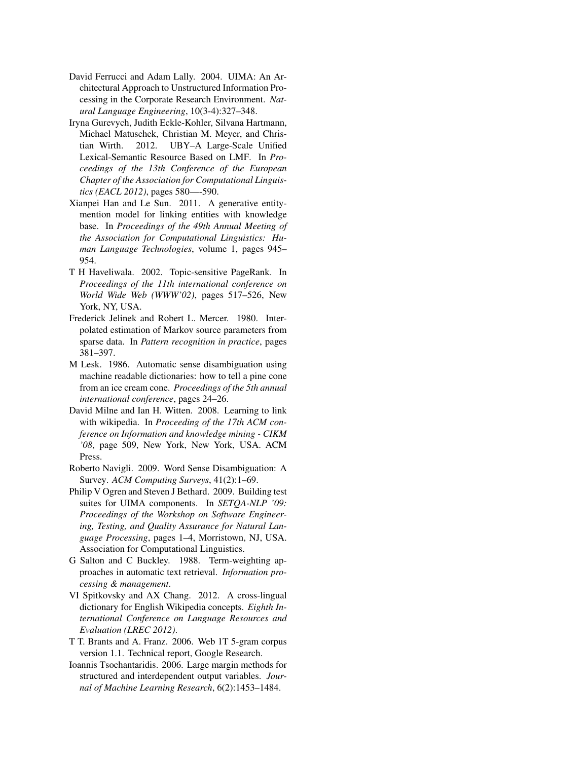David Ferrucci and Adam Lally. 2004. UIMA: An Architectural Approach to Unstructured Information Processing in the Corporate Research Environment. *Natural Language Engineering*, 10(3-4):327–348.

Iryna Gurevych, Judith Eckle-Kohler, Silvana Hartmann, Michael Matuschek, Christian M. Meyer, and Christian Wirth. 2012. UBY–A Large-Scale Unified Lexical-Semantic Resource Based on LMF. In *Proceedings of the 13th Conference of the European Chapter of the Association for Computational Linguistics (EACL 2012)*, pages 580—-590.

Xianpei Han and Le Sun. 2011. A generative entity-mention model for linking entities with knowledge base. In *Proceedings of the 49th Annual Meeting of the Association for Computational Linguistics: Human Language Technologies*, volume 1, pages 945–954.

T H Haveliwala. 2002. Topic-sensitive PageRank. In *Proceedings of the 11th international conference on World Wide Web (WWW'02)*, pages 517–526, New York, NY, USA.

Frederick Jelinek and Robert L. Mercer. 1980. Interpolated estimation of Markov source parameters from sparse data. In *Pattern recognition in practice*, pages 381–397.

M Lesk. 1986. Automatic sense disambiguation using machine readable dictionaries: how to tell a pine cone from an ice cream cone. *Proceedings of the 5th annual international conference*, pages 24–26.

David Milne and Ian H. Witten. 2008. Learning to link with wikipedia. In *Proceeding of the 17th ACM conference on Information and knowledge mining - CIKM '08*, page 509, New York, New York, USA. ACM Press.

Roberto Navigli. 2009. Word Sense Disambiguation: A Survey. *ACM Computing Surveys*, 41(2):1–69.

Philip V Ogren and Steven J Bethard. 2009. Building test suites for UIMA components. In *SETQA-NLP '09: Proceedings of the Workshop on Software Engineering, Testing, and Quality Assurance for Natural Language Processing*, pages 1–4, Morristown, NJ, USA. Association for Computational Linguistics.

G Salton and C Buckley. 1988. Term-weighting approaches in automatic text retrieval. *Information processing & management*.

VI Spitkovsky and AX Chang. 2012. A cross-lingual dictionary for English Wikipedia concepts. *Eighth International Conference on Language Resources and Evaluation (LREC 2012)*.

T T. Brants and A. Franz. 2006. Web 1T 5-gram corpus version 1.1. Technical report, Google Research.

Ioannis Tsochantaridis. 2006. Large margin methods for structured and interdependent output variables. *Journal of Machine Learning Research*, 6(2):1453–1484.